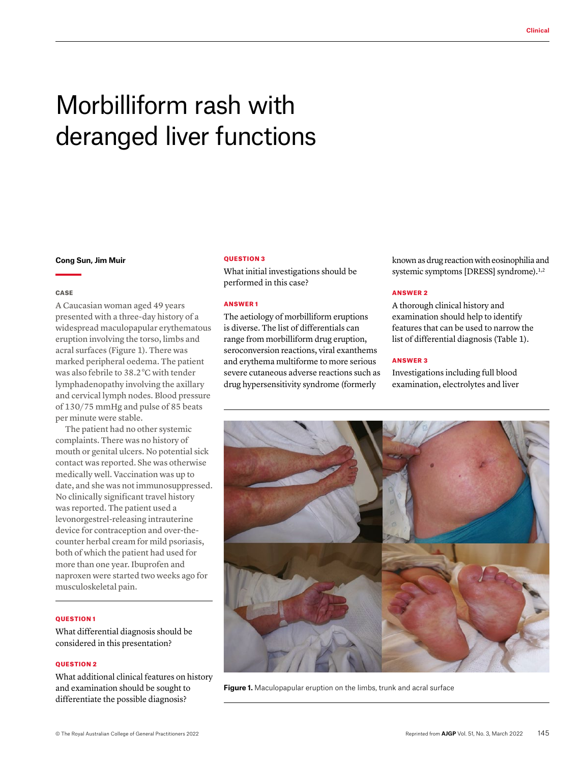# Morbilliform rash with deranged liver functions

**Cong Sun, Jim Muir**

### CASE

A Caucasian woman aged 49 years presented with a three-day history of a widespread maculopapular erythematous eruption involving the torso, limbs and acral surfaces (Figure 1). There was marked peripheral oedema. The patient was also febrile to 38.2°C with tender lymphadenopathy involving the axillary and cervical lymph nodes. Blood pressure of 130/75 mmHg and pulse of 85 beats per minute were stable.

The patient had no other systemic complaints. There was no history of mouth or genital ulcers. No potential sick contact was reported. She was otherwise medically well. Vaccination was up to date, and she was not immunosuppressed. No clinically significant travel history was reported. The patient used a levonorgestrel-releasing intrauterine device for contraception and over-the-counter herbal cream for mild psoriasis, both of which the patient had used for more than one year. Ibuprofen and naproxen were started two weeks ago for musculoskeletal pain.

### QUESTION 1

What differential diagnosis should be considered in this presentation?

### QUESTION 2

What additional clinical features on history and examination should be sought to differentiate the possible diagnosis?

### QUESTION 3

What initial investigations should be performed in this case?

### ANSWER 1

The aetiology of morbilliform eruptions is diverse. The list of differentials can range from morbilliform drug eruption, seroconversion reactions, viral exanthems and erythema multiforme to more serious severe cutaneous adverse reactions such as drug hypersensitivity syndrome (formerly known as drug reaction with eosinophilia and systemic symptoms [DRESS] syndrome).[1,2]

### ANSWER 2

A thorough clinical history and examination should help to identify features that can be used to narrow the list of differential diagnosis (Table 1).

### ANSWER 3

Investigations including full blood examination, electrolytes and liver

**Figure 1.** Maculopapular eruption on the limbs, trunk and acral surface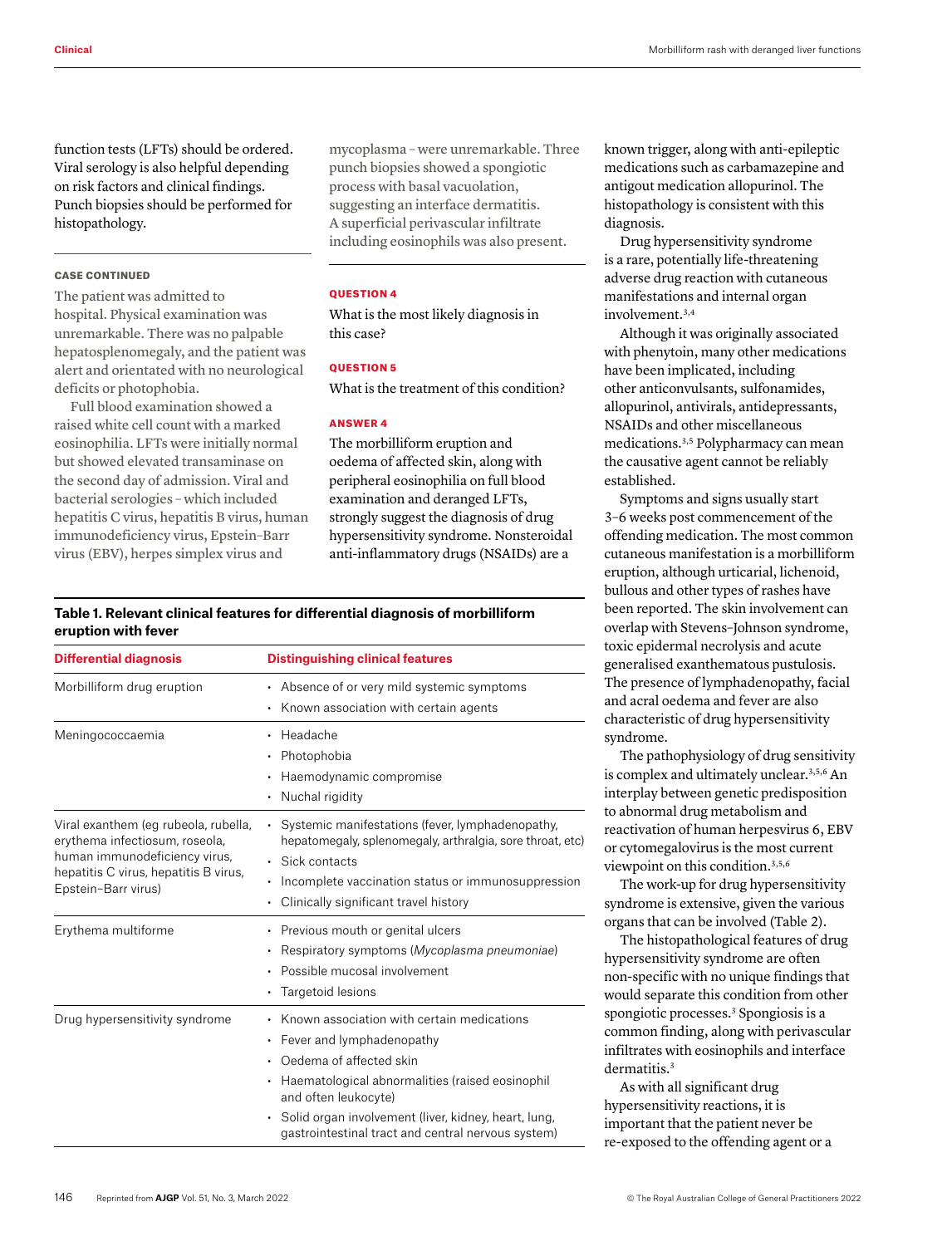function tests (LFTs) should be ordered. Viral serology is also helpful depending on risk factors and clinical findings. Punch biopsies should be performed for histopathology.

### CASE CONTINUED

The patient was admitted to hospital. Physical examination was unremarkable. There was no palpable hepatosplenomegaly, and the patient was alert and orientated with no neurological deficits or photophobia.

Full blood examination showed a raised white cell count with a marked eosinophilia. LFTs were initially normal but showed elevated transaminase on the second day of admission. Viral and bacterial serologies – which included hepatitis C virus, hepatitis B virus, human immunodeficiency virus, Epstein–Barr virus (EBV), herpes simplex virus and mycoplasma – were unremarkable. Three punch biopsies showed a spongiotic process with basal vacuolation, suggesting an interface dermatitis. A superficial perivascular infiltrate including eosinophils was also present.

### QUESTION 4

What is the most likely diagnosis in this case?

### QUESTION 5

What is the treatment of this condition?

### ANSWER 4

The morbilliform eruption and oedema of affected skin, along with peripheral eosinophilia on full blood examination and deranged LFTs, strongly suggest the diagnosis of drug hypersensitivity syndrome. Nonsteroidal anti-inflammatory drugs (NSAIDs) are a known trigger, along with anti-epileptic medications such as carbamazepine and antigout medication allopurinol. The histopathology is consistent with this diagnosis.

Drug hypersensitivity syndrome is a rare, potentially life-threatening adverse drug reaction with cutaneous manifestations and internal organ involvement.[3,4]

Although it was originally associated with phenytoin, many other medications have been implicated, including other anticonvulsants, sulfonamides, allopurinol, antivirals, antidepressants, NSAIDs and other miscellaneous medications.[3,5] Polypharmacy can mean the causative agent cannot be reliably established.

Symptoms and signs usually start 3–6 weeks post commencement of the offending medication. The most common cutaneous manifestation is a morbilliform eruption, although urticarial, lichenoid, bullous and other types of rashes have been reported. The skin involvement can overlap with Stevens–Johnson syndrome, toxic epidermal necrolysis and acute generalised exanthematous pustulosis. The presence of lymphadenopathy, facial and acral oedema and fever are also characteristic of drug hypersensitivity syndrome.

The pathophysiology of drug sensitivity is complex and ultimately unclear.[3,5,6] An interplay between genetic predisposition to abnormal drug metabolism and reactivation of human herpesvirus 6, EBV or cytomegalovirus is the most current viewpoint on this condition.[3,5,6]

The work-up for drug hypersensitivity syndrome is extensive, given the various organs that can be involved (Table 2).

The histopathological features of drug hypersensitivity syndrome are often non-specific with no unique findings that would separate this condition from other spongiotic processes.[3] Spongiosis is a common finding, along with perivascular infiltrates with eosinophils and interface dermatitis.[3]

As with all significant drug hypersensitivity reactions, it is important that the patient never be re-exposed to the offending agent or a

**Table 1. Relevant clinical features for differential diagnosis of morbilliform eruption with fever**

| Differential diagnosis | Distinguishing clinical features |
|---|---|
| Morbilliform drug eruption | • Absence of or very mild systemic symptoms<br>• Known association with certain agents |
| Meningococcaemia | • Headache<br>• Photophobia<br>• Haemodynamic compromise<br>• Nuchal rigidity |
| Viral exanthem (eg rubeola, rubella, erythema infectiosum, roseola, human immunodeficiency virus, hepatitis C virus, hepatitis B virus, Epstein–Barr virus) | • Systemic manifestations (fever, lymphadenopathy, hepatomegaly, splenomegaly, arthralgia, sore throat, etc)<br>• Sick contacts<br>• Incomplete vaccination status or immunosuppression<br>• Clinically significant travel history |
| Erythema multiforme | • Previous mouth or genital ulcers<br>• Respiratory symptoms (*Mycoplasma pneumoniae*)<br>• Possible mucosal involvement<br>• Targetoid lesions |
| Drug hypersensitivity syndrome | • Known association with certain medications<br>• Fever and lymphadenopathy<br>• Oedema of affected skin<br>• Haematological abnormalities (raised eosinophil and often leukocyte)<br>• Solid organ involvement (liver, kidney, heart, lung, gastrointestinal tract and central nervous system) |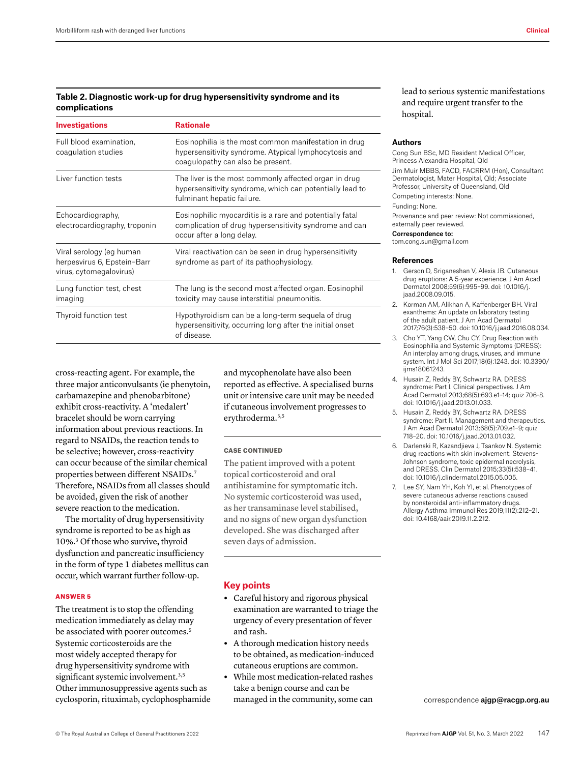**Table 2. Diagnostic work-up for drug hypersensitivity syndrome and its complications**

| Investigations | Rationale |
| --- | --- |
| Full blood examination, coagulation studies | Eosinophilia is the most common manifestation in drug hypersensitivity syndrome. Atypical lymphocytosis and coagulopathy can also be present. |
| Liver function tests | The liver is the most commonly affected organ in drug hypersensitivity syndrome, which can potentially lead to fulminant hepatic failure. |
| Echocardiography, electrocardiography, troponin | Eosinophilic myocarditis is a rare and potentially fatal complication of drug hypersensitivity syndrome and can occur after a long delay. |
| Viral serology (eg human herpesvirus 6, Epstein–Barr virus, cytomegalovirus) | Viral reactivation can be seen in drug hypersensitivity syndrome as part of its pathophysiology. |
| Lung function test, chest imaging | The lung is the second most affected organ. Eosinophil toxicity may cause interstitial pneumonitis. |
| Thyroid function test | Hypothyroidism can be a long-term sequela of drug hypersensitivity, occurring long after the initial onset of disease. |

cross-reacting agent. For example, the three major anticonvulsants (ie phenytoin, carbamazepine and phenobarbitone) exhibit cross-reactivity. A 'medalert' bracelet should be worn carrying information about previous reactions. In regard to NSAIDs, the reaction tends to be selective; however, cross-reactivity can occur because of the similar chemical properties between different NSAIDs.[7] Therefore, NSAIDs from all classes should be avoided, given the risk of another severe reaction to the medication.

The mortality of drug hypersensitivity syndrome is reported to be as high as 10%.[3] Of those who survive, thyroid dysfunction and pancreatic insufficiency in the form of type 1 diabetes mellitus can occur, which warrant further follow-up.

#### ANSWER 5

The treatment is to stop the offending medication immediately as delay may be associated with poorer outcomes.[5] Systemic corticosteroids are the most widely accepted therapy for drug hypersensitivity syndrome with significant systemic involvement.[3,5] Other immunosuppressive agents such as cyclosporin, rituximab, cyclophosphamide and mycophenolate have also been reported as effective. A specialised burns unit or intensive care unit may be needed if cutaneous involvement progresses to erythroderma.[3,5]

#### CASE CONTINUED

The patient improved with a potent topical corticosteroid and oral antihistamine for symptomatic itch. No systemic corticosteroid was used, as her transaminase level stabilised, and no signs of new organ dysfunction developed. She was discharged after seven days of admission.

## Key points

- Careful history and rigorous physical examination are warranted to triage the urgency of every presentation of fever and rash.
- A thorough medication history needs to be obtained, as medication-induced cutaneous eruptions are common.
- While most medication-related rashes take a benign course and can be managed in the community, some can lead to serious systemic manifestations and require urgent transfer to the hospital.

### Authors

Cong Sun BSc, MD Resident Medical Officer, Princess Alexandra Hospital, Qld

Jim Muir MBBS, FACD, FACRRM (Hon), Consultant Dermatologist, Mater Hospital, Qld; Associate Professor, University of Queensland, Qld

Competing interests: None.

Funding: None.

Provenance and peer review: Not commissioned, externally peer reviewed.

**Correspondence to:**
tom.cong.sun@gmail.com

### References

1. Gerson D, Sriganeshan V, Alexis JB. Cutaneous drug eruptions: A 5-year experience. J Am Acad Dermatol 2008;59(6):995–99. doi: 10.1016/j.jaad.2008.09.015.
2. Korman AM, Alikhan A, Kaffenberger BH. Viral exanthems: An update on laboratory testing of the adult patient. J Am Acad Dermatol 2017;76(3):538–50. doi: 10.1016/j.jaad.2016.08.034.
3. Cho YT, Yang CW, Chu CY. Drug Reaction with Eosinophilia and Systemic Symptoms (DRESS): An interplay among drugs, viruses, and immune system. Int J Mol Sci 2017;18(6):1243. doi: 10.3390/ijms18061243.
4. Husain Z, Reddy BY, Schwartz RA. DRESS syndrome: Part I. Clinical perspectives. J Am Acad Dermatol 2013;68(5):693.e1–14; quiz 706-8. doi: 10.1016/j.jaad.2013.01.033.
5. Husain Z, Reddy BY, Schwartz RA. DRESS syndrome: Part II. Management and therapeutics. J Am Acad Dermatol 2013;68(5):709.e1–9; quiz 718–20. doi: 10.1016/j.jaad.2013.01.032.
6. Darlenski R, Kazandjieva J, Tsankov N. Systemic drug reactions with skin involvement: Stevens-Johnson syndrome, toxic epidermal necrolysis, and DRESS. Clin Dermatol 2015;33(5):538–41. doi: 10.1016/j.clindermatol.2015.05.005.
7. Lee SY, Nam YH, Koh YI, et al. Phenotypes of severe cutaneous adverse reactions caused by nonsteroidal anti-inflammatory drugs. Allergy Asthma Immunol Res 2019;11(2):212–21. doi: 10.4168/aair.2019.11.2.212.

correspondence **ajgp@racgp.org.au**